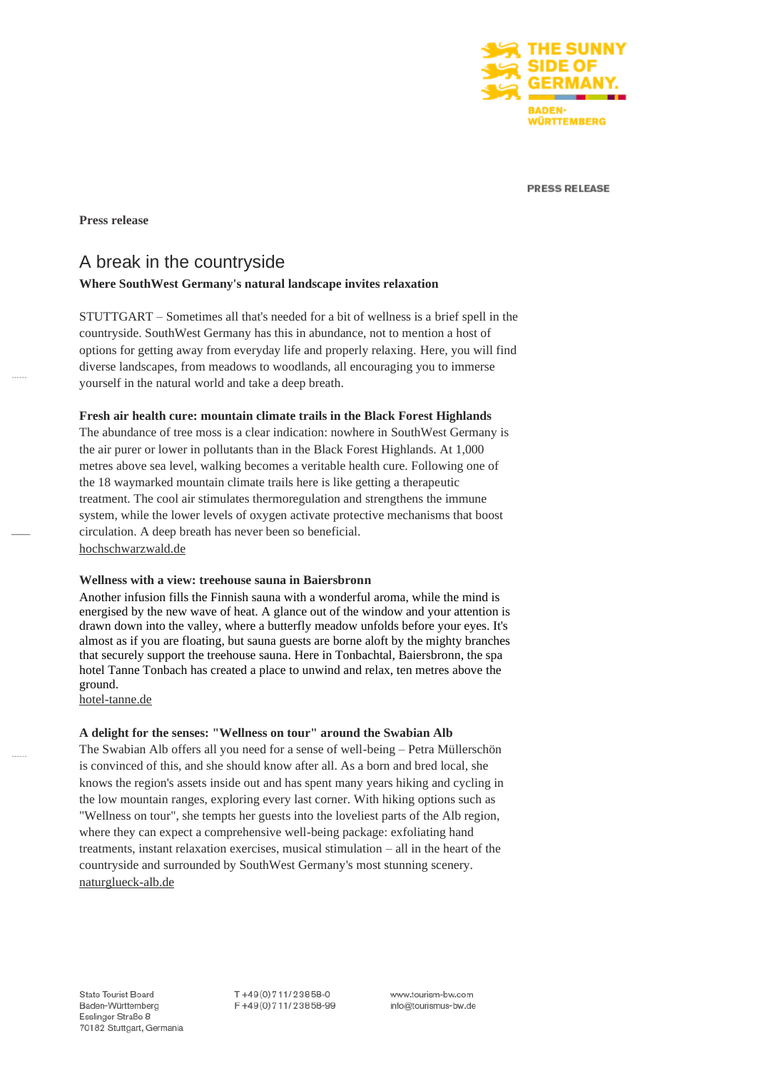THE SUNNY SIDE OF GERMANY.

BADEN-WÜRTTEMBERG

PRESS RELEASE

**Press release**

# A break in the countryside

**Where SouthWest Germany's natural landscape invites relaxation**

STUTTGART – Sometimes all that's needed for a bit of wellness is a brief spell in the countryside. SouthWest Germany has this in abundance, not to mention a host of options for getting away from everyday life and properly relaxing. Here, you will find diverse landscapes, from meadows to woodlands, all encouraging you to immerse yourself in the natural world and take a deep breath.

**Fresh air health cure: mountain climate trails in the Black Forest Highlands**

The abundance of tree moss is a clear indication: nowhere in SouthWest Germany is the air purer or lower in pollutants than in the Black Forest Highlands. At 1,000 metres above sea level, walking becomes a veritable health cure. Following one of the 18 waymarked mountain climate trails here is like getting a therapeutic treatment. The cool air stimulates thermoregulation and strengthens the immune system, while the lower levels of oxygen activate protective mechanisms that boost circulation. A deep breath has never been so beneficial.
hochschwarzwald.de

**Wellness with a view: treehouse sauna in Baiersbronn**

Another infusion fills the Finnish sauna with a wonderful aroma, while the mind is energised by the new wave of heat. A glance out of the window and your attention is drawn down into the valley, where a butterfly meadow unfolds before your eyes. It's almost as if you are floating, but sauna guests are borne aloft by the mighty branches that securely support the treehouse sauna. Here in Tonbachtal, Baiersbronn, the spa hotel Tanne Tonbach has created a place to unwind and relax, ten metres above the ground.
hotel-tanne.de

**A delight for the senses: "Wellness on tour" around the Swabian Alb**

The Swabian Alb offers all you need for a sense of well-being – Petra Müllerschön is convinced of this, and she should know after all. As a born and bred local, she knows the region's assets inside out and has spent many years hiking and cycling in the low mountain ranges, exploring every last corner. With hiking options such as "Wellness on tour", she tempts her guests into the loveliest parts of the Alb region, where they can expect a comprehensive well-being package: exfoliating hand treatments, instant relaxation exercises, musical stimulation – all in the heart of the countryside and surrounded by SouthWest Germany's most stunning scenery.
naturglueck-alb.de

State Tourist Board
Baden-Württemberg
Esslinger Straße 8
70182 Stuttgart, Germania

T +49(0)711/23858-0
F +49(0)711/23858-99

www.tourism-bw.com
info@tourismus-bw.de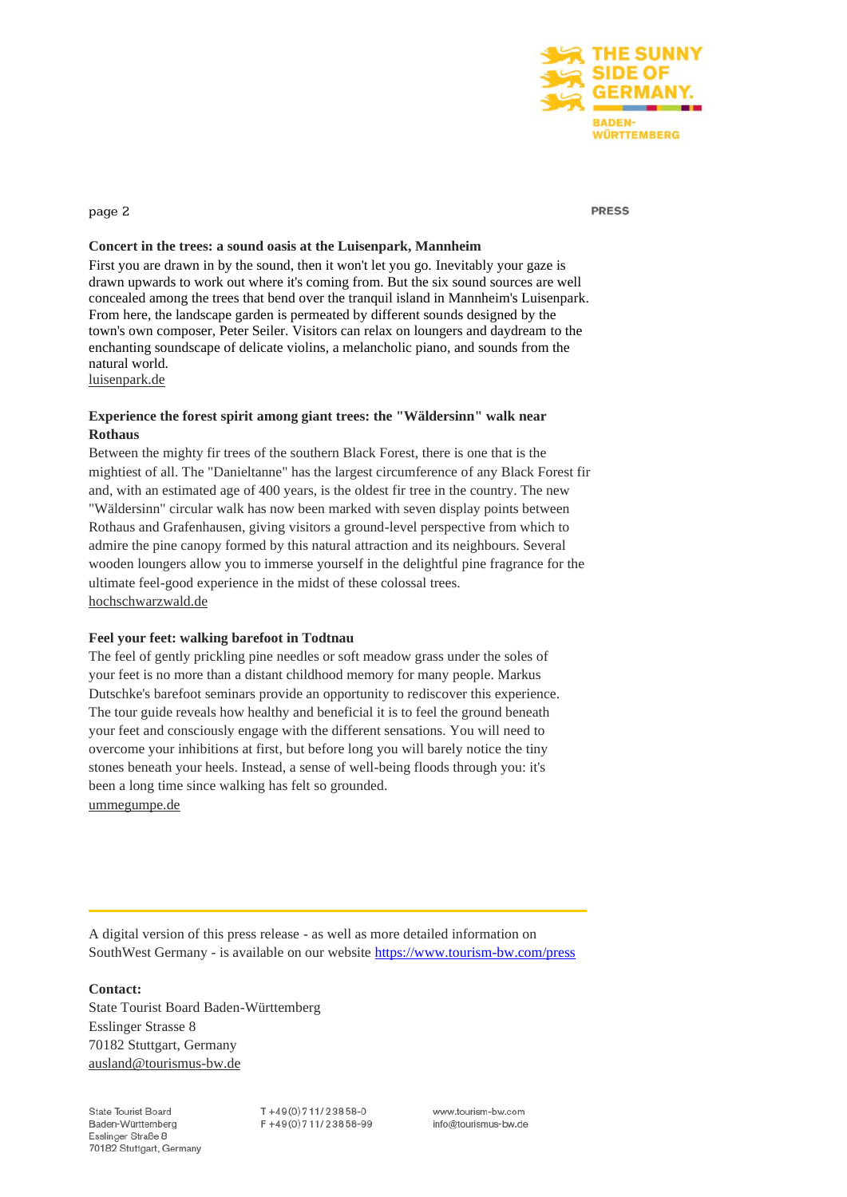**Concert in the trees: a sound oasis at the Luisenpark, Mannheim**

First you are drawn in by the sound, then it won't let you go. Inevitably your gaze is drawn upwards to work out where it's coming from. But the six sound sources are well concealed among the trees that bend over the tranquil island in Mannheim's Luisenpark. From here, the landscape garden is permeated by different sounds designed by the town's own composer, Peter Seiler. Visitors can relax on loungers and daydream to the enchanting soundscape of delicate violins, a melancholic piano, and sounds from the natural world.
luisenpark.de

**Experience the forest spirit among giant trees: the "Wäldersinn" walk near Rothaus**

Between the mighty fir trees of the southern Black Forest, there is one that is the mightiest of all. The "Danieltanne" has the largest circumference of any Black Forest fir and, with an estimated age of 400 years, is the oldest fir tree in the country. The new "Wäldersinn" circular walk has now been marked with seven display points between Rothaus and Grafenhausen, giving visitors a ground-level perspective from which to admire the pine canopy formed by this natural attraction and its neighbours. Several wooden loungers allow you to immerse yourself in the delightful pine fragrance for the ultimate feel-good experience in the midst of these colossal trees.
hochschwarzwald.de

**Feel your feet: walking barefoot in Todtnau**

The feel of gently prickling pine needles or soft meadow grass under the soles of your feet is no more than a distant childhood memory for many people. Markus Dutschke's barefoot seminars provide an opportunity to rediscover this experience. The tour guide reveals how healthy and beneficial it is to feel the ground beneath your feet and consciously engage with the different sensations. You will need to overcome your inhibitions at first, but before long you will barely notice the tiny stones beneath your heels. Instead, a sense of well-being floods through you: it's been a long time since walking has felt so grounded.
ummegumpe.de

---

A digital version of this press release - as well as more detailed information on SouthWest Germany - is available on our website https://www.tourism-bw.com/press

**Contact:**
State Tourist Board Baden-Württemberg
Esslinger Strasse 8
70182 Stuttgart, Germany
ausland@tourismus-bw.de